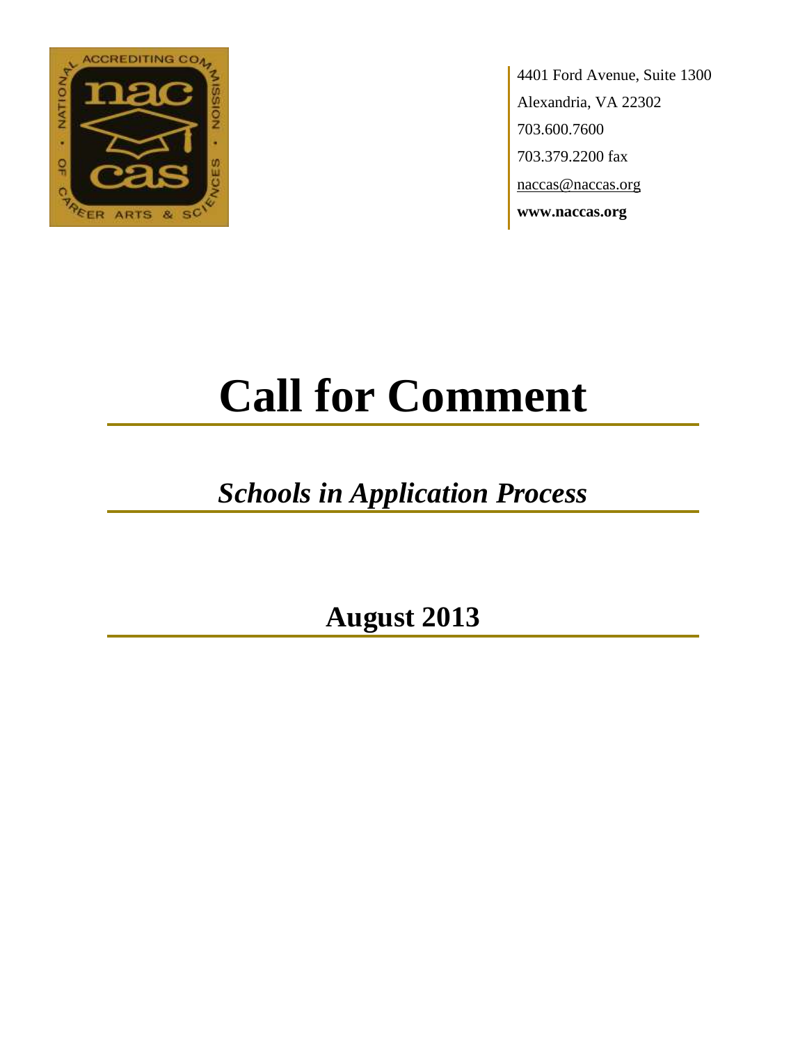4401 Ford Avenue, Suite 1300

Alexandria, VA 22302

703.600.7600

703.379.2200 fax

naccas@naccas.org

**www.naccas.org**

# Call for Comment

## *Schools in Application Process*

## August 2013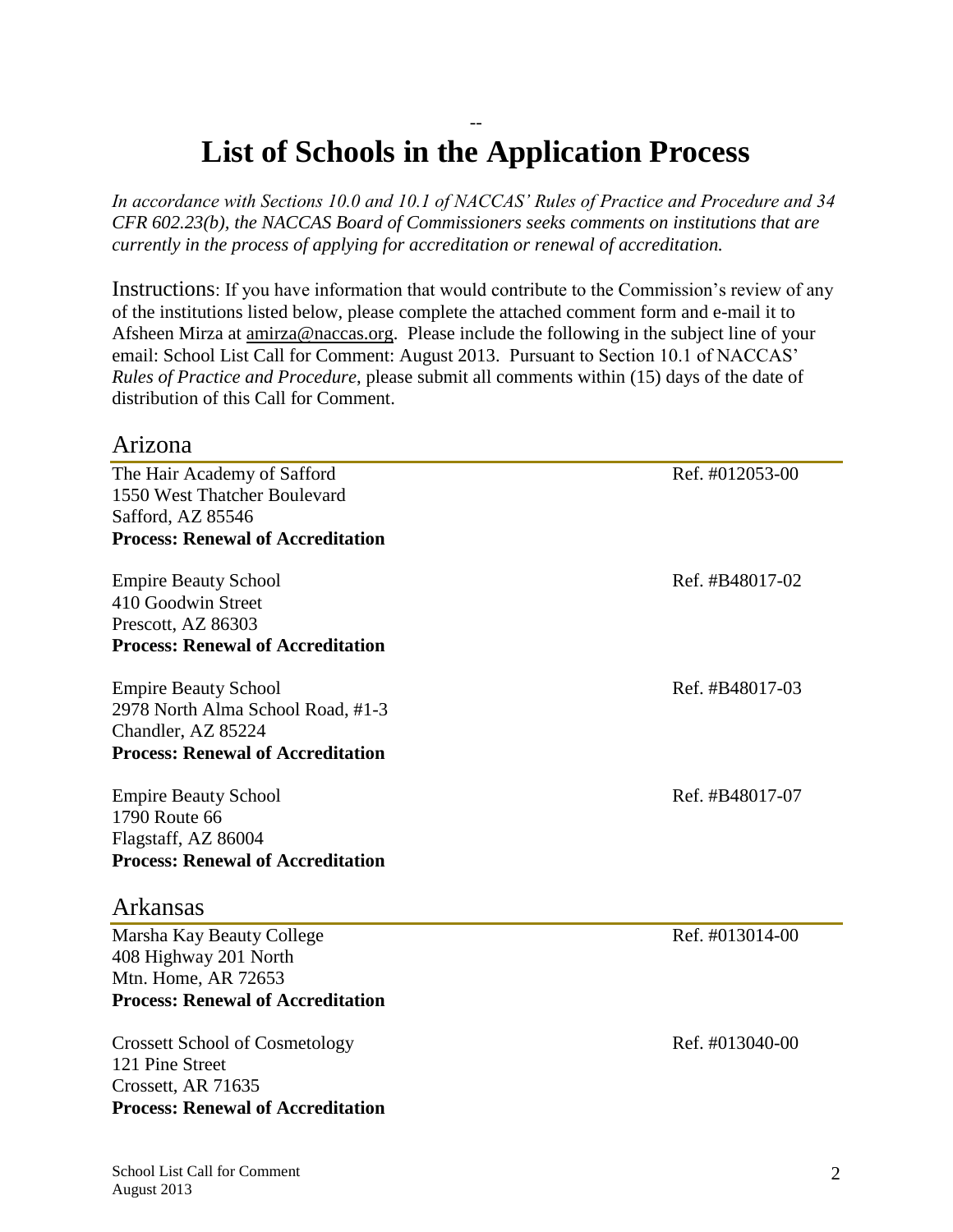--

# List of Schools in the Application Process

*In accordance with Sections 10.0 and 10.1 of NACCAS' Rules of Practice and Procedure and 34 CFR 602.23(b), the NACCAS Board of Commissioners seeks comments on institutions that are currently in the process of applying for accreditation or renewal of accreditation.*

Instructions: If you have information that would contribute to the Commission's review of any of the institutions listed below, please complete the attached comment form and e-mail it to Afsheen Mirza at amirza@naccas.org. Please include the following in the subject line of your email: School List Call for Comment: August 2013. Pursuant to Section 10.1 of NACCAS' *Rules of Practice and Procedure*, please submit all comments within (15) days of the date of distribution of this Call for Comment.

## Arizona

The Hair Academy of Safford — Ref. #012053-00
1550 West Thatcher Boulevard
Safford, AZ 85546
**Process: Renewal of Accreditation**

Empire Beauty School — Ref. #B48017-02
410 Goodwin Street
Prescott, AZ 86303
**Process: Renewal of Accreditation**

Empire Beauty School — Ref. #B48017-03
2978 North Alma School Road, #1-3
Chandler, AZ 85224
**Process: Renewal of Accreditation**

Empire Beauty School — Ref. #B48017-07
1790 Route 66
Flagstaff, AZ 86004
**Process: Renewal of Accreditation**

## Arkansas

Marsha Kay Beauty College — Ref. #013014-00
408 Highway 201 North
Mtn. Home, AR 72653
**Process: Renewal of Accreditation**

Crossett School of Cosmetology — Ref. #013040-00
121 Pine Street
Crossett, AR 71635
**Process: Renewal of Accreditation**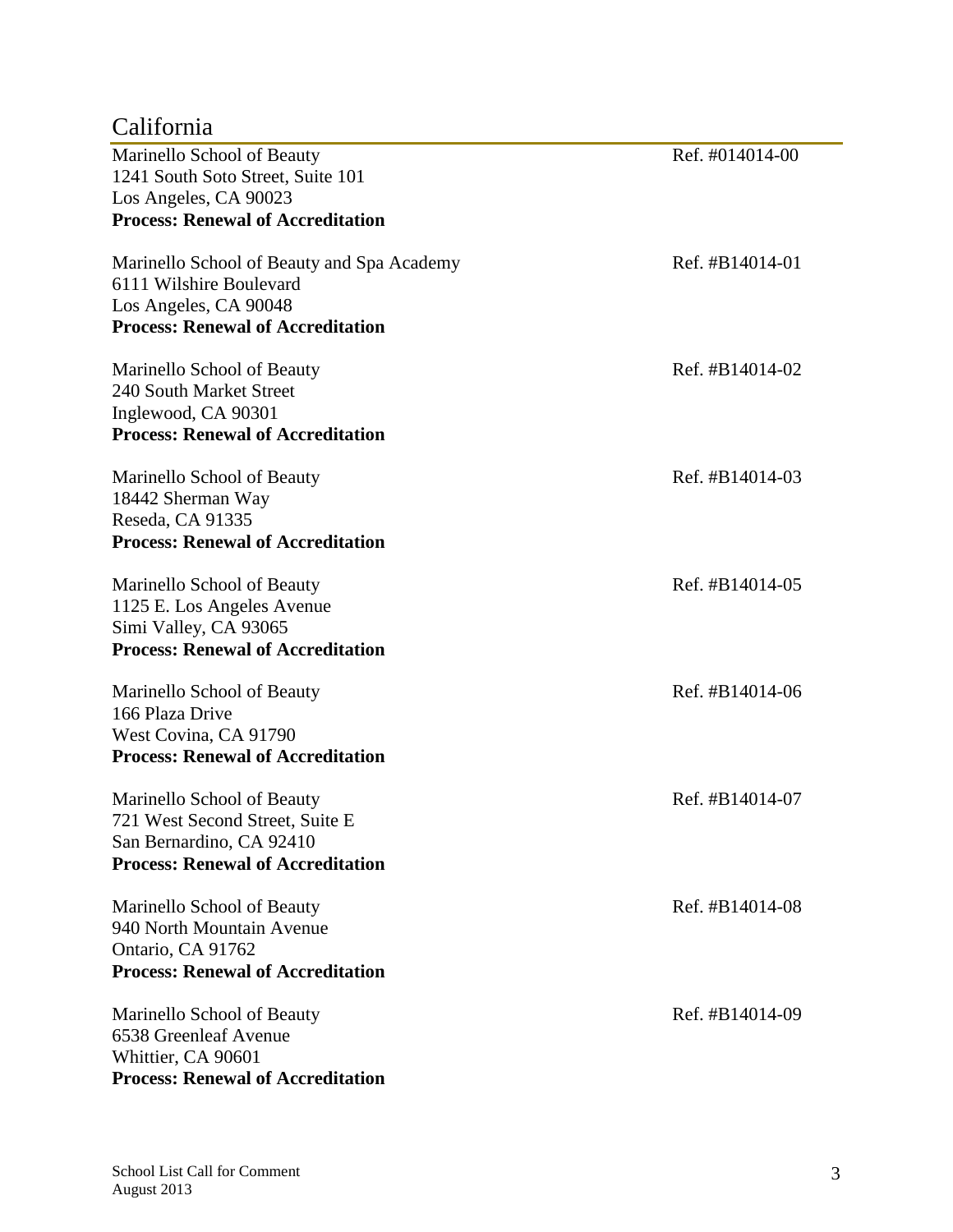## California

Marinello School of Beauty
1241 South Soto Street, Suite 101
Los Angeles, CA 90023
**Process: Renewal of Accreditation**

Ref. #014014-00

Marinello School of Beauty and Spa Academy
6111 Wilshire Boulevard
Los Angeles, CA 90048
**Process: Renewal of Accreditation**

Ref. #B14014-01

Marinello School of Beauty
240 South Market Street
Inglewood, CA 90301
**Process: Renewal of Accreditation**

Ref. #B14014-02

Marinello School of Beauty
18442 Sherman Way
Reseda, CA 91335
**Process: Renewal of Accreditation**

Ref. #B14014-03

Marinello School of Beauty
1125 E. Los Angeles Avenue
Simi Valley, CA 93065
**Process: Renewal of Accreditation**

Ref. #B14014-05

Marinello School of Beauty
166 Plaza Drive
West Covina, CA 91790
**Process: Renewal of Accreditation**

Ref. #B14014-06

Marinello School of Beauty
721 West Second Street, Suite E
San Bernardino, CA 92410
**Process: Renewal of Accreditation**

Ref. #B14014-07

Marinello School of Beauty
940 North Mountain Avenue
Ontario, CA 91762
**Process: Renewal of Accreditation**

Ref. #B14014-08

Marinello School of Beauty
6538 Greenleaf Avenue
Whittier, CA 90601
**Process: Renewal of Accreditation**

Ref. #B14014-09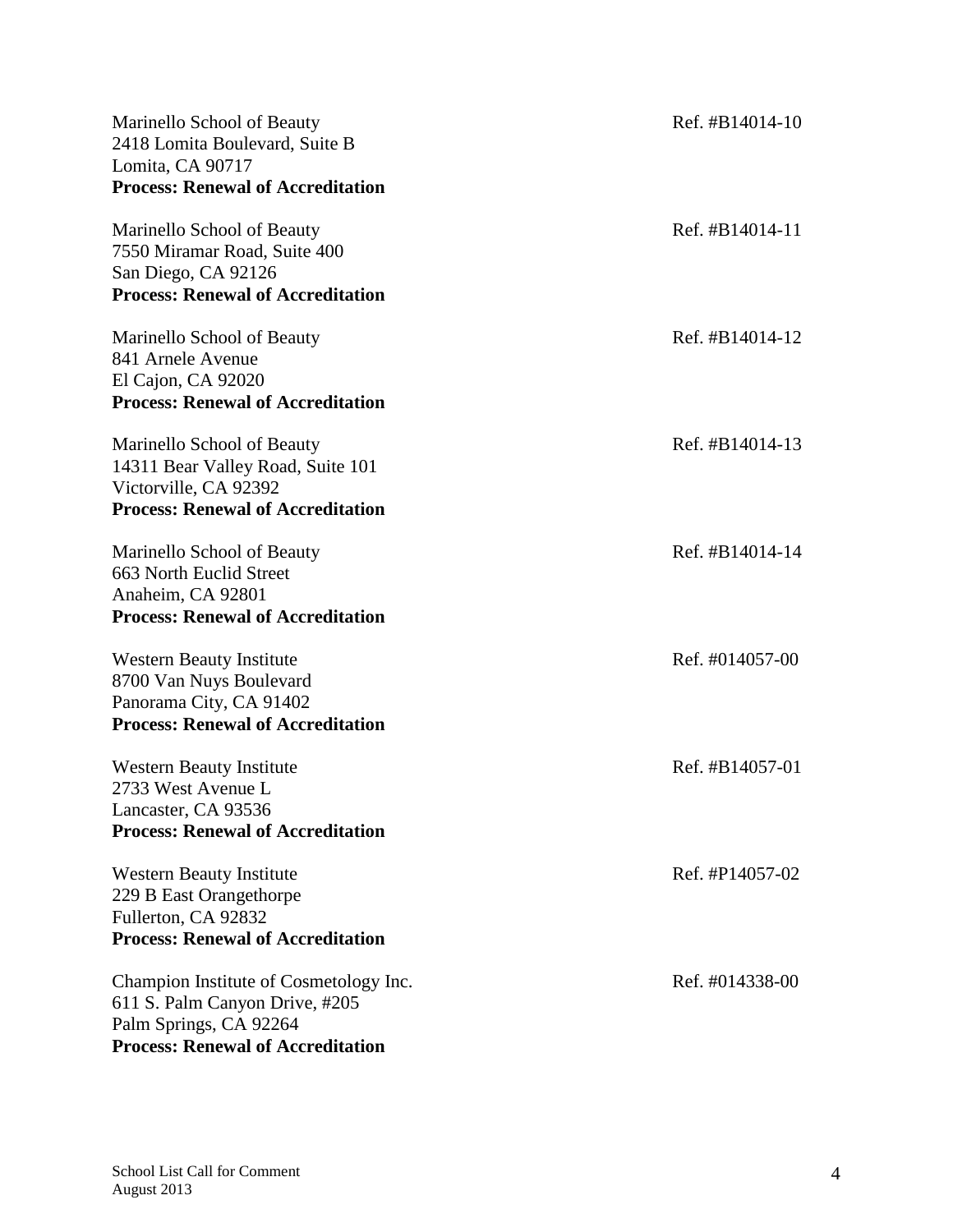Marinello School of Beauty  
2418 Lomita Boulevard, Suite B  
Lomita, CA 90717  
**Process: Renewal of Accreditation**

Ref. #B14014-10

Marinello School of Beauty  
7550 Miramar Road, Suite 400  
San Diego, CA 92126  
**Process: Renewal of Accreditation**

Ref. #B14014-11

Marinello School of Beauty  
841 Arnele Avenue  
El Cajon, CA 92020  
**Process: Renewal of Accreditation**

Ref. #B14014-12

Marinello School of Beauty  
14311 Bear Valley Road, Suite 101  
Victorville, CA 92392  
**Process: Renewal of Accreditation**

Ref. #B14014-13

Marinello School of Beauty  
663 North Euclid Street  
Anaheim, CA 92801  
**Process: Renewal of Accreditation**

Ref. #B14014-14

Western Beauty Institute  
8700 Van Nuys Boulevard  
Panorama City, CA 91402  
**Process: Renewal of Accreditation**

Ref. #014057-00

Western Beauty Institute  
2733 West Avenue L  
Lancaster, CA 93536  
**Process: Renewal of Accreditation**

Ref. #B14057-01

Western Beauty Institute  
229 B East Orangethorpe  
Fullerton, CA 92832  
**Process: Renewal of Accreditation**

Ref. #P14057-02

Champion Institute of Cosmetology Inc.  
611 S. Palm Canyon Drive, #205  
Palm Springs, CA 92264  
**Process: Renewal of Accreditation**

Ref. #014338-00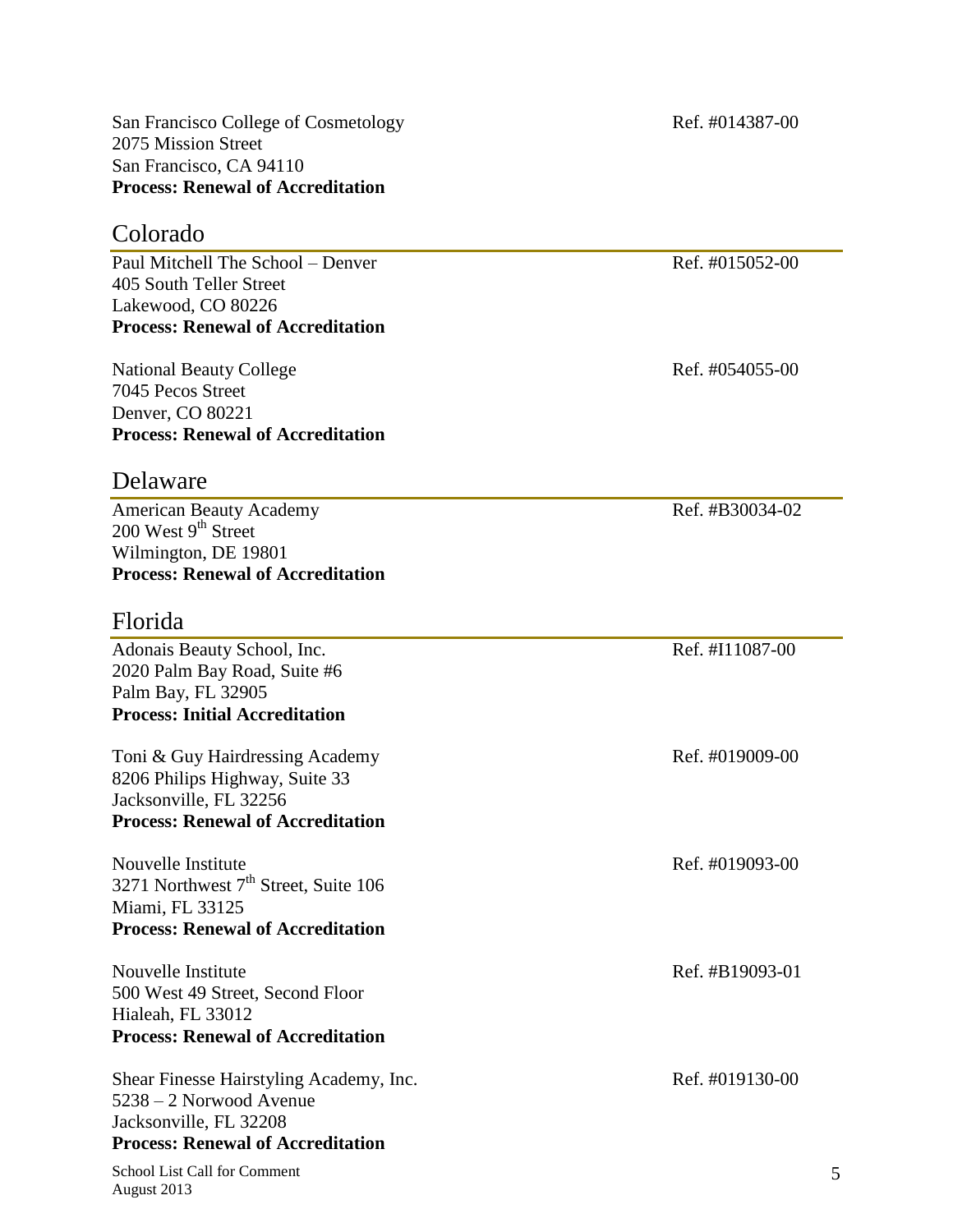San Francisco College of Cosmetology — Ref. #014387-00
2075 Mission Street
San Francisco, CA 94110
**Process: Renewal of Accreditation**

## Colorado

Paul Mitchell The School – Denver — Ref. #015052-00
405 South Teller Street
Lakewood, CO 80226
**Process: Renewal of Accreditation**

National Beauty College — Ref. #054055-00
7045 Pecos Street
Denver, CO 80221
**Process: Renewal of Accreditation**

## Delaware

American Beauty Academy — Ref. #B30034-02
200 West 9th Street
Wilmington, DE 19801
**Process: Renewal of Accreditation**

## Florida

Adonais Beauty School, Inc. — Ref. #I11087-00
2020 Palm Bay Road, Suite #6
Palm Bay, FL 32905
**Process: Initial Accreditation**

Toni & Guy Hairdressing Academy — Ref. #019009-00
8206 Philips Highway, Suite 33
Jacksonville, FL 32256
**Process: Renewal of Accreditation**

Nouvelle Institute — Ref. #019093-00
3271 Northwest 7th Street, Suite 106
Miami, FL 33125
**Process: Renewal of Accreditation**

Nouvelle Institute — Ref. #B19093-01
500 West 49 Street, Second Floor
Hialeah, FL 33012
**Process: Renewal of Accreditation**

Shear Finesse Hairstyling Academy, Inc. — Ref. #019130-00
5238 – 2 Norwood Avenue
Jacksonville, FL 32208
**Process: Renewal of Accreditation**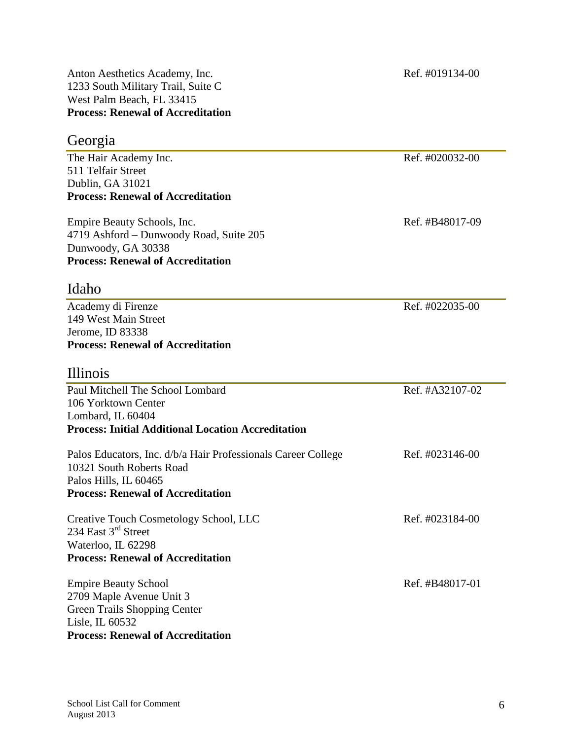Anton Aesthetics Academy, Inc. Ref. #019134-00
1233 South Military Trail, Suite C
West Palm Beach, FL 33415
**Process: Renewal of Accreditation**

## Georgia

The Hair Academy Inc. Ref. #020032-00
511 Telfair Street
Dublin, GA 31021
**Process: Renewal of Accreditation**

Empire Beauty Schools, Inc. Ref. #B48017-09
4719 Ashford – Dunwoody Road, Suite 205
Dunwoody, GA 30338
**Process: Renewal of Accreditation**

## Idaho

Academy di Firenze Ref. #022035-00
149 West Main Street
Jerome, ID 83338
**Process: Renewal of Accreditation**

## Illinois

Paul Mitchell The School Lombard Ref. #A32107-02
106 Yorktown Center
Lombard, IL 60404
**Process: Initial Additional Location Accreditation**

Palos Educators, Inc. d/b/a Hair Professionals Career College Ref. #023146-00
10321 South Roberts Road
Palos Hills, IL 60465
**Process: Renewal of Accreditation**

Creative Touch Cosmetology School, LLC Ref. #023184-00
234 East 3rd Street
Waterloo, IL 62298
**Process: Renewal of Accreditation**

Empire Beauty School Ref. #B48017-01
2709 Maple Avenue Unit 3
Green Trails Shopping Center
Lisle, IL 60532
**Process: Renewal of Accreditation**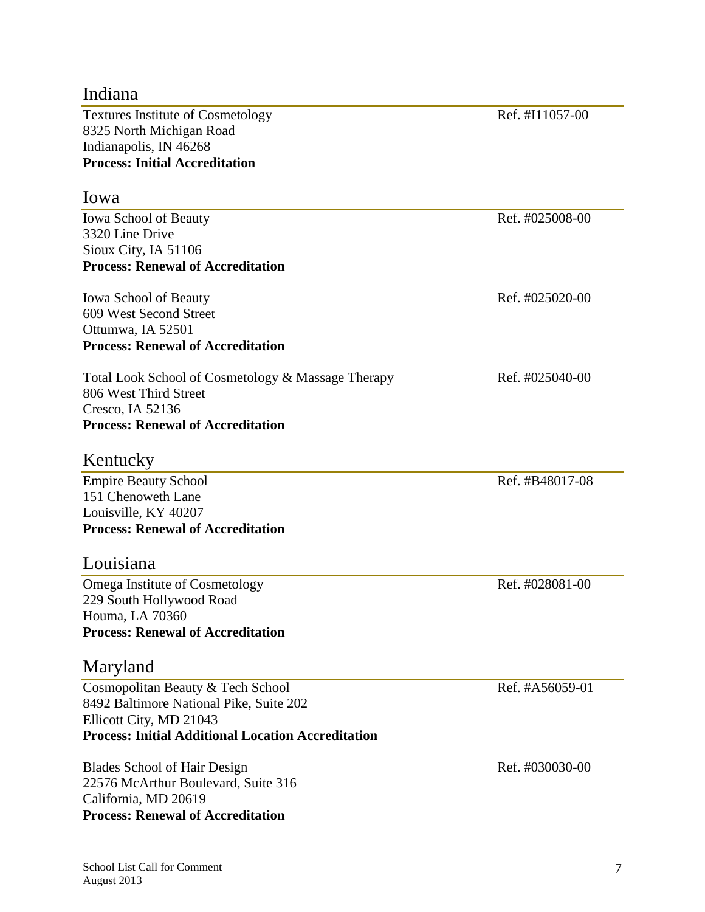## Indiana

Textures Institute of Cosmetology — Ref. #I11057-00
8325 North Michigan Road
Indianapolis, IN 46268
**Process: Initial Accreditation**

## Iowa

Iowa School of Beauty — Ref. #025008-00
3320 Line Drive
Sioux City, IA 51106
**Process: Renewal of Accreditation**

Iowa School of Beauty — Ref. #025020-00
609 West Second Street
Ottumwa, IA 52501
**Process: Renewal of Accreditation**

Total Look School of Cosmetology & Massage Therapy — Ref. #025040-00
806 West Third Street
Cresco, IA 52136
**Process: Renewal of Accreditation**

## Kentucky

Empire Beauty School — Ref. #B48017-08
151 Chenoweth Lane
Louisville, KY 40207
**Process: Renewal of Accreditation**

## Louisiana

Omega Institute of Cosmetology — Ref. #028081-00
229 South Hollywood Road
Houma, LA 70360
**Process: Renewal of Accreditation**

## Maryland

Cosmopolitan Beauty & Tech School — Ref. #A56059-01
8492 Baltimore National Pike, Suite 202
Ellicott City, MD 21043
**Process: Initial Additional Location Accreditation**

Blades School of Hair Design — Ref. #030030-00
22576 McArthur Boulevard, Suite 316
California, MD 20619
**Process: Renewal of Accreditation**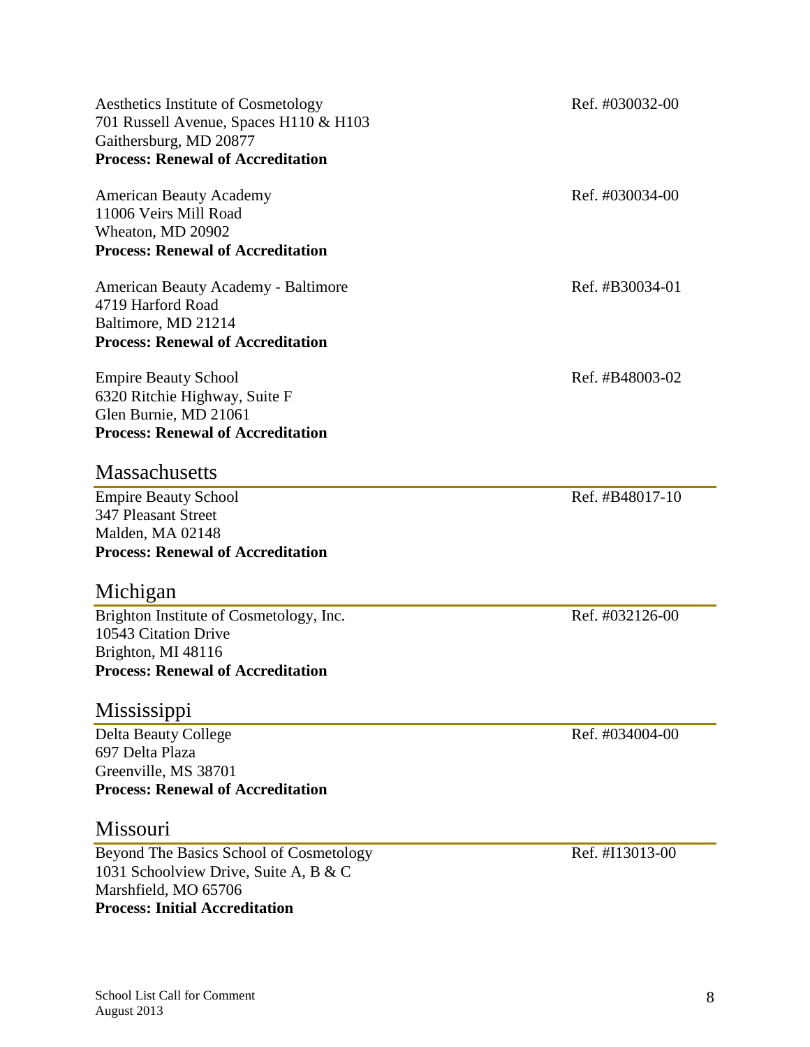Aesthetics Institute of Cosmetology — Ref. #030032-00
701 Russell Avenue, Spaces H110 & H103
Gaithersburg, MD 20877
**Process: Renewal of Accreditation**

American Beauty Academy — Ref. #030034-00
11006 Veirs Mill Road
Wheaton, MD 20902
**Process: Renewal of Accreditation**

American Beauty Academy - Baltimore — Ref. #B30034-01
4719 Harford Road
Baltimore, MD 21214
**Process: Renewal of Accreditation**

Empire Beauty School — Ref. #B48003-02
6320 Ritchie Highway, Suite F
Glen Burnie, MD 21061
**Process: Renewal of Accreditation**

## Massachusetts

Empire Beauty School — Ref. #B48017-10
347 Pleasant Street
Malden, MA 02148
**Process: Renewal of Accreditation**

## Michigan

Brighton Institute of Cosmetology, Inc. — Ref. #032126-00
10543 Citation Drive
Brighton, MI 48116
**Process: Renewal of Accreditation**

## Mississippi

Delta Beauty College — Ref. #034004-00
697 Delta Plaza
Greenville, MS 38701
**Process: Renewal of Accreditation**

## Missouri

Beyond The Basics School of Cosmetology — Ref. #I13013-00
1031 Schoolview Drive, Suite A, B & C
Marshfield, MO 65706
**Process: Initial Accreditation**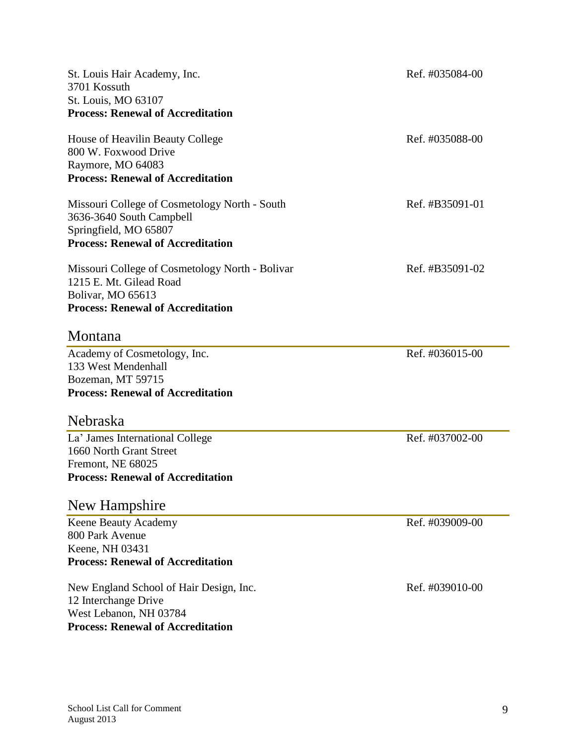St. Louis Hair Academy, Inc. Ref. #035084-00
3701 Kossuth
St. Louis, MO 63107
**Process: Renewal of Accreditation**

House of Heavilin Beauty College Ref. #035088-00
800 W. Foxwood Drive
Raymore, MO 64083
**Process: Renewal of Accreditation**

Missouri College of Cosmetology North - South Ref. #B35091-01
3636-3640 South Campbell
Springfield, MO 65807
**Process: Renewal of Accreditation**

Missouri College of Cosmetology North - Bolivar Ref. #B35091-02
1215 E. Mt. Gilead Road
Bolivar, MO 65613
**Process: Renewal of Accreditation**

## Montana

Academy of Cosmetology, Inc. Ref. #036015-00
133 West Mendenhall
Bozeman, MT 59715
**Process: Renewal of Accreditation**

## Nebraska

La' James International College Ref. #037002-00
1660 North Grant Street
Fremont, NE 68025
**Process: Renewal of Accreditation**

## New Hampshire

Keene Beauty Academy Ref. #039009-00
800 Park Avenue
Keene, NH 03431
**Process: Renewal of Accreditation**

New England School of Hair Design, Inc. Ref. #039010-00
12 Interchange Drive
West Lebanon, NH 03784
**Process: Renewal of Accreditation**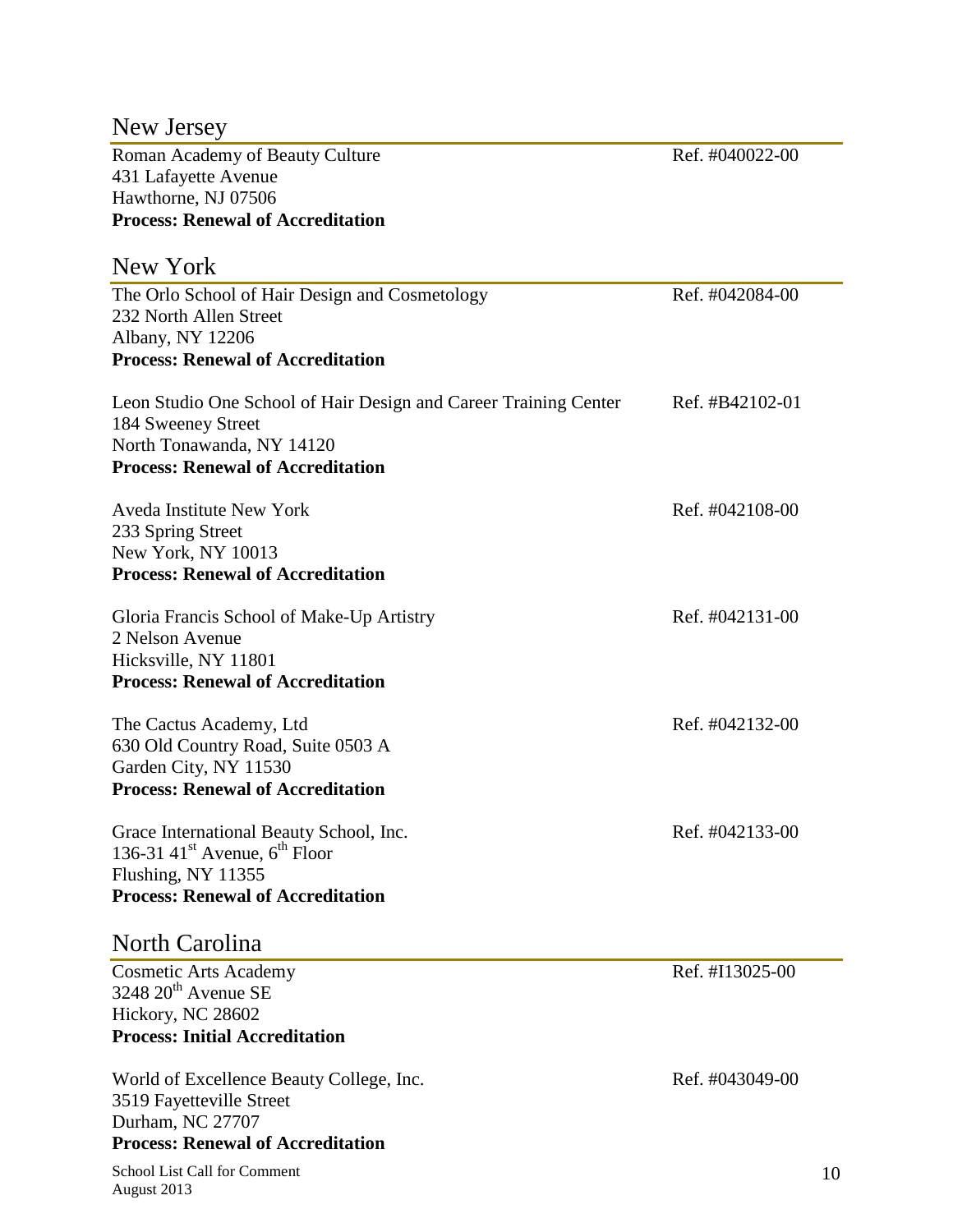## New Jersey

Roman Academy of Beauty Culture — Ref. #040022-00
431 Lafayette Avenue
Hawthorne, NJ 07506
**Process: Renewal of Accreditation**

## New York

The Orlo School of Hair Design and Cosmetology — Ref. #042084-00
232 North Allen Street
Albany, NY 12206
**Process: Renewal of Accreditation**

Leon Studio One School of Hair Design and Career Training Center — Ref. #B42102-01
184 Sweeney Street
North Tonawanda, NY 14120
**Process: Renewal of Accreditation**

Aveda Institute New York — Ref. #042108-00
233 Spring Street
New York, NY 10013
**Process: Renewal of Accreditation**

Gloria Francis School of Make-Up Artistry — Ref. #042131-00
2 Nelson Avenue
Hicksville, NY 11801
**Process: Renewal of Accreditation**

The Cactus Academy, Ltd — Ref. #042132-00
630 Old Country Road, Suite 0503 A
Garden City, NY 11530
**Process: Renewal of Accreditation**

Grace International Beauty School, Inc. — Ref. #042133-00
136-31 41st Avenue, 6th Floor
Flushing, NY 11355
**Process: Renewal of Accreditation**

## North Carolina

Cosmetic Arts Academy — Ref. #I13025-00
3248 20th Avenue SE
Hickory, NC 28602
**Process: Initial Accreditation**

World of Excellence Beauty College, Inc. — Ref. #043049-00
3519 Fayetteville Street
Durham, NC 27707
**Process: Renewal of Accreditation**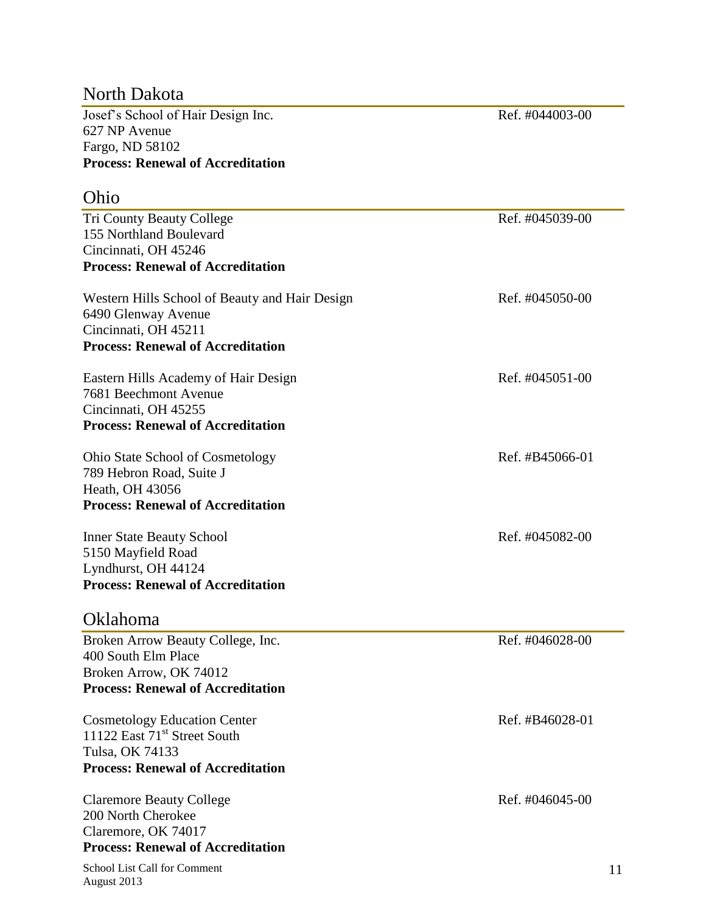## North Dakota

Josef's School of Hair Design Inc. — Ref. #044003-00
627 NP Avenue
Fargo, ND 58102
**Process: Renewal of Accreditation**

## Ohio

Tri County Beauty College — Ref. #045039-00
155 Northland Boulevard
Cincinnati, OH 45246
**Process: Renewal of Accreditation**

Western Hills School of Beauty and Hair Design — Ref. #045050-00
6490 Glenway Avenue
Cincinnati, OH 45211
**Process: Renewal of Accreditation**

Eastern Hills Academy of Hair Design — Ref. #045051-00
7681 Beechmont Avenue
Cincinnati, OH 45255
**Process: Renewal of Accreditation**

Ohio State School of Cosmetology — Ref. #B45066-01
789 Hebron Road, Suite J
Heath, OH 43056
**Process: Renewal of Accreditation**

Inner State Beauty School — Ref. #045082-00
5150 Mayfield Road
Lyndhurst, OH 44124
**Process: Renewal of Accreditation**

## Oklahoma

Broken Arrow Beauty College, Inc. — Ref. #046028-00
400 South Elm Place
Broken Arrow, OK 74012
**Process: Renewal of Accreditation**

Cosmetology Education Center — Ref. #B46028-01
11122 East 71st Street South
Tulsa, OK 74133
**Process: Renewal of Accreditation**

Claremore Beauty College — Ref. #046045-00
200 North Cherokee
Claremore, OK 74017
**Process: Renewal of Accreditation**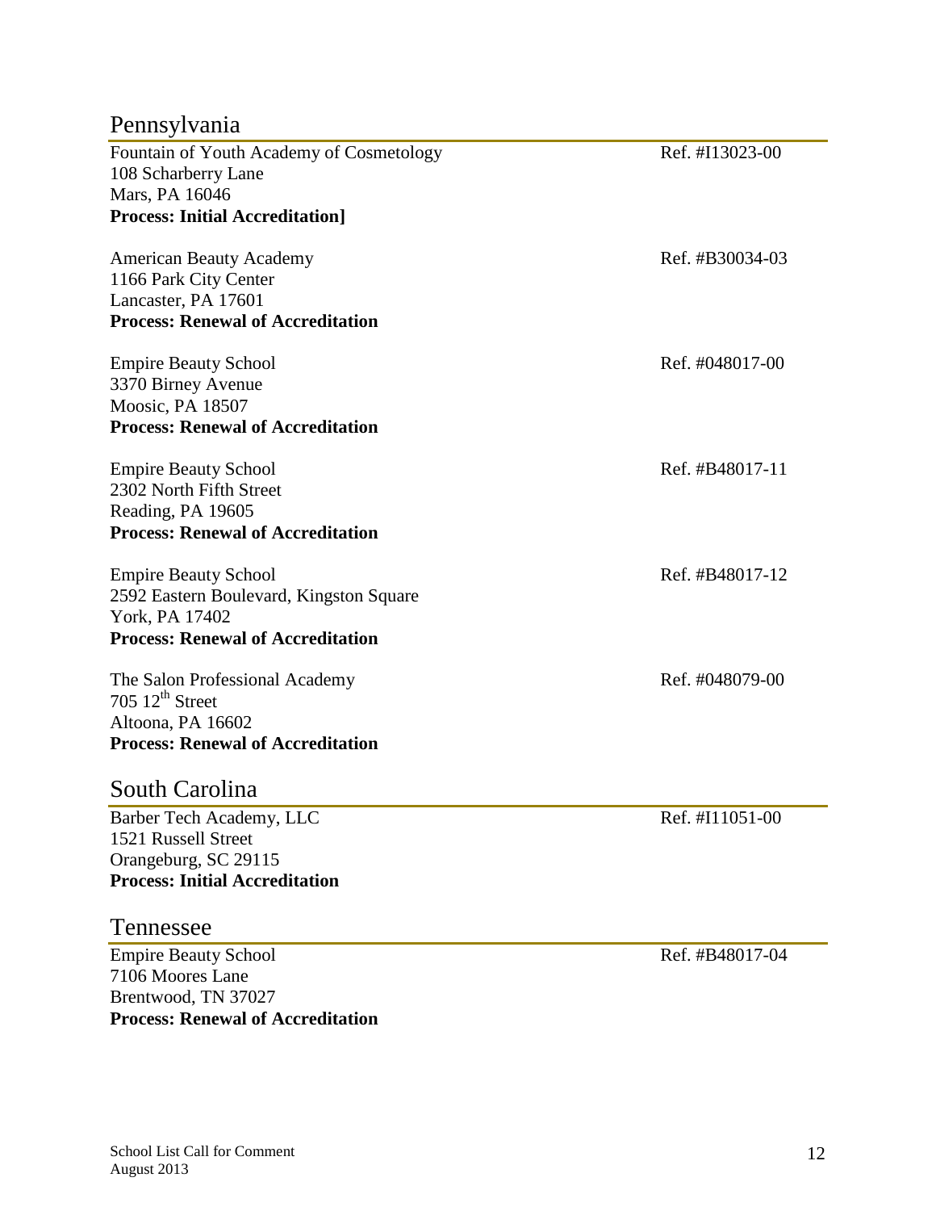## Pennsylvania

Fountain of Youth Academy of Cosmetology — Ref. #I13023-00
108 Scharberry Lane
Mars, PA 16046
**Process: Initial Accreditation]**

American Beauty Academy — Ref. #B30034-03
1166 Park City Center
Lancaster, PA 17601
**Process: Renewal of Accreditation**

Empire Beauty School — Ref. #048017-00
3370 Birney Avenue
Moosic, PA 18507
**Process: Renewal of Accreditation**

Empire Beauty School — Ref. #B48017-11
2302 North Fifth Street
Reading, PA 19605
**Process: Renewal of Accreditation**

Empire Beauty School — Ref. #B48017-12
2592 Eastern Boulevard, Kingston Square
York, PA 17402
**Process: Renewal of Accreditation**

The Salon Professional Academy — Ref. #048079-00
705 12th Street
Altoona, PA 16602
**Process: Renewal of Accreditation**

## South Carolina

Barber Tech Academy, LLC — Ref. #I11051-00
1521 Russell Street
Orangeburg, SC 29115
**Process: Initial Accreditation**

## Tennessee

Empire Beauty School — Ref. #B48017-04
7106 Moores Lane
Brentwood, TN 37027
**Process: Renewal of Accreditation**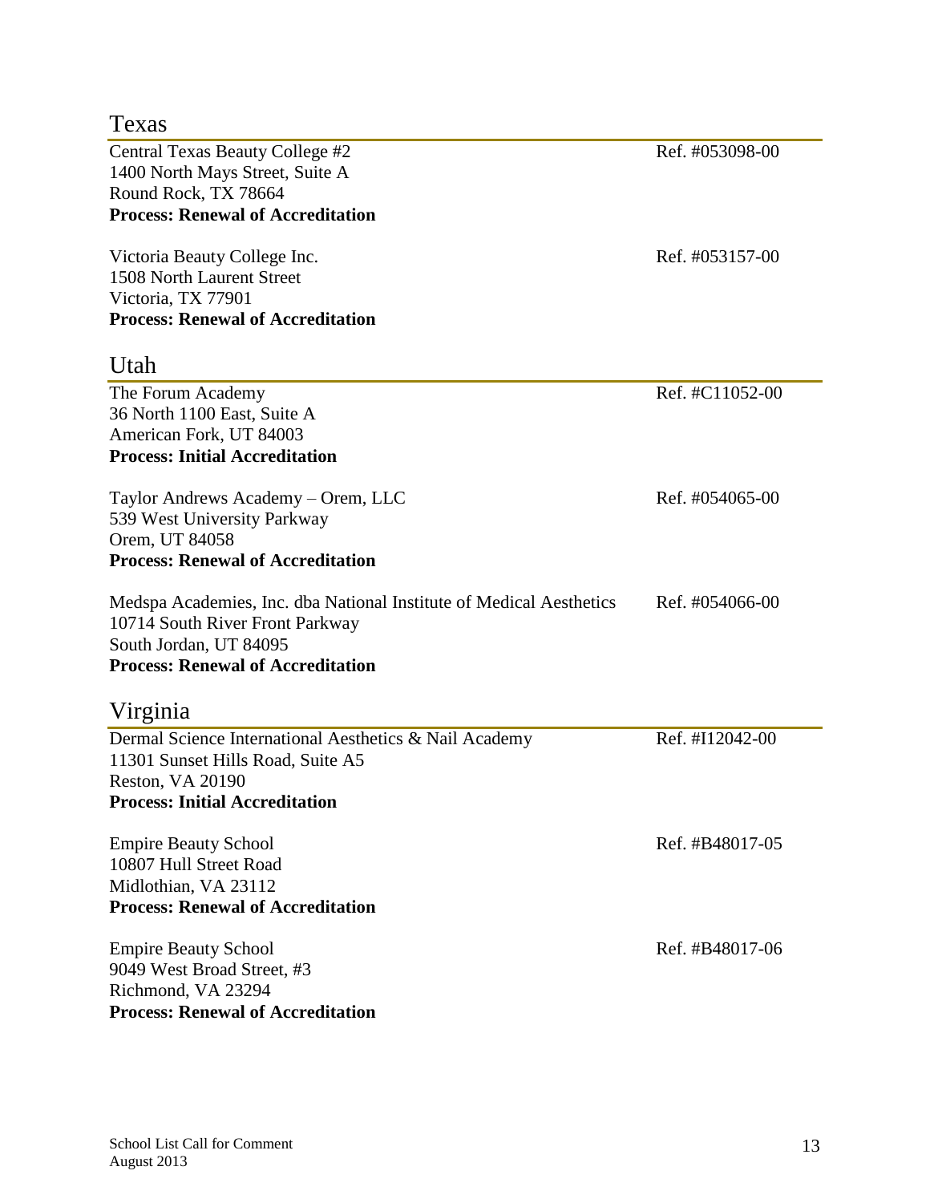## Texas

Central Texas Beauty College #2 Ref. #053098-00
1400 North Mays Street, Suite A
Round Rock, TX 78664
**Process: Renewal of Accreditation**

Victoria Beauty College Inc. Ref. #053157-00
1508 North Laurent Street
Victoria, TX 77901
**Process: Renewal of Accreditation**

## Utah

The Forum Academy Ref. #C11052-00
36 North 1100 East, Suite A
American Fork, UT 84003
**Process: Initial Accreditation**

Taylor Andrews Academy – Orem, LLC Ref. #054065-00
539 West University Parkway
Orem, UT 84058
**Process: Renewal of Accreditation**

Medspa Academies, Inc. dba National Institute of Medical Aesthetics Ref. #054066-00
10714 South River Front Parkway
South Jordan, UT 84095
**Process: Renewal of Accreditation**

## Virginia

Dermal Science International Aesthetics & Nail Academy Ref. #I12042-00
11301 Sunset Hills Road, Suite A5
Reston, VA 20190
**Process: Initial Accreditation**

Empire Beauty School Ref. #B48017-05
10807 Hull Street Road
Midlothian, VA 23112
**Process: Renewal of Accreditation**

Empire Beauty School Ref. #B48017-06
9049 West Broad Street, #3
Richmond, VA 23294
**Process: Renewal of Accreditation**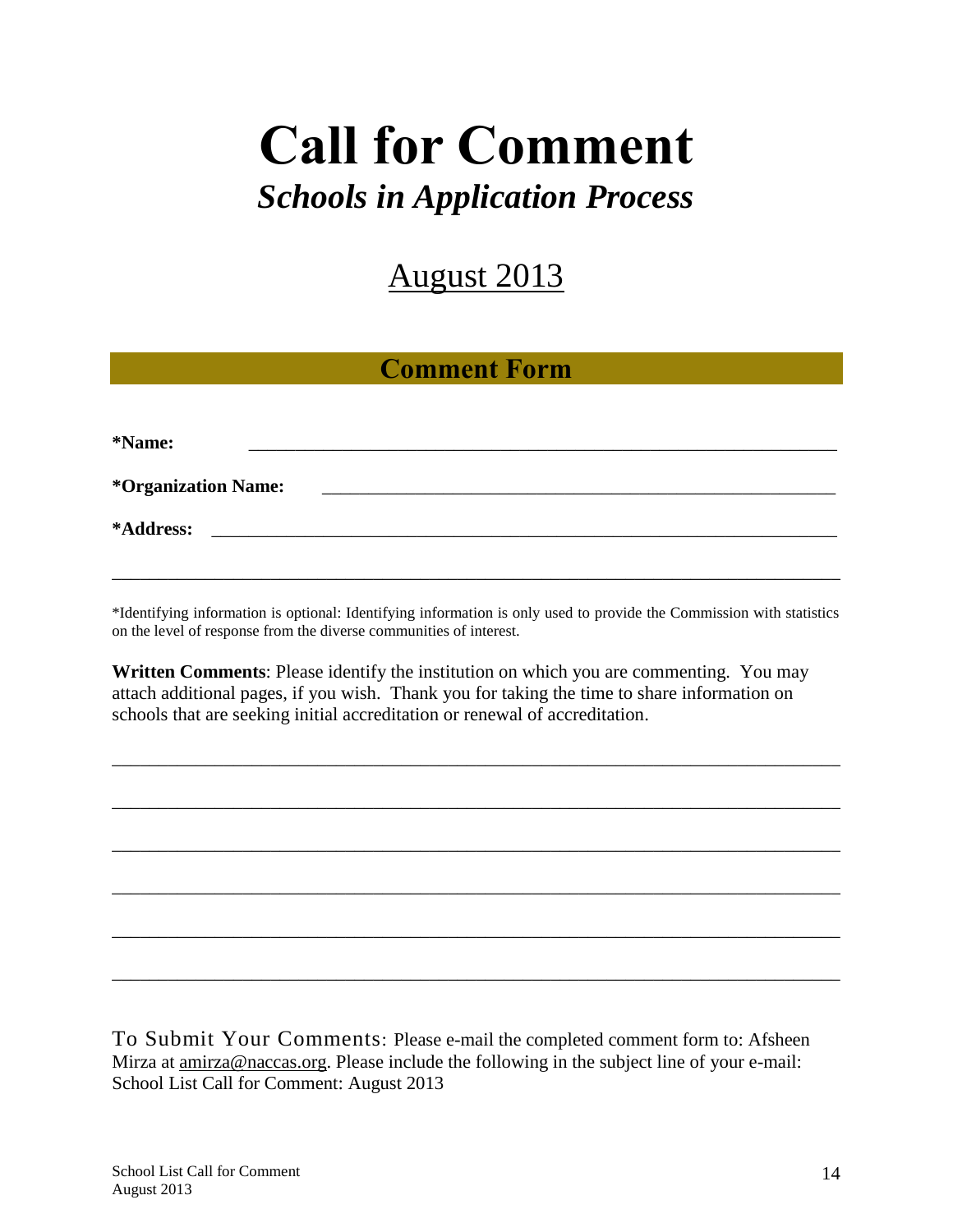# Call for Comment

## *Schools in Application Process*

## August 2013

## Comment Form

**\*Name:** ______________________________________________________________

**\*Organization Name:** ____________________________________________________

**\*Address:** ____________________________________________________________

______________________________________________________________________________

\*Identifying information is optional: Identifying information is only used to provide the Commission with statistics on the level of response from the diverse communities of interest.

**Written Comments**: Please identify the institution on which you are commenting. You may attach additional pages, if you wish. Thank you for taking the time to share information on schools that are seeking initial accreditation or renewal of accreditation.

______________________________________________________________________________

______________________________________________________________________________

______________________________________________________________________________

______________________________________________________________________________

______________________________________________________________________________

______________________________________________________________________________

To Submit Your Comments: Please e-mail the completed comment form to: Afsheen Mirza at amirza@naccas.org. Please include the following in the subject line of your e-mail: School List Call for Comment: August 2013